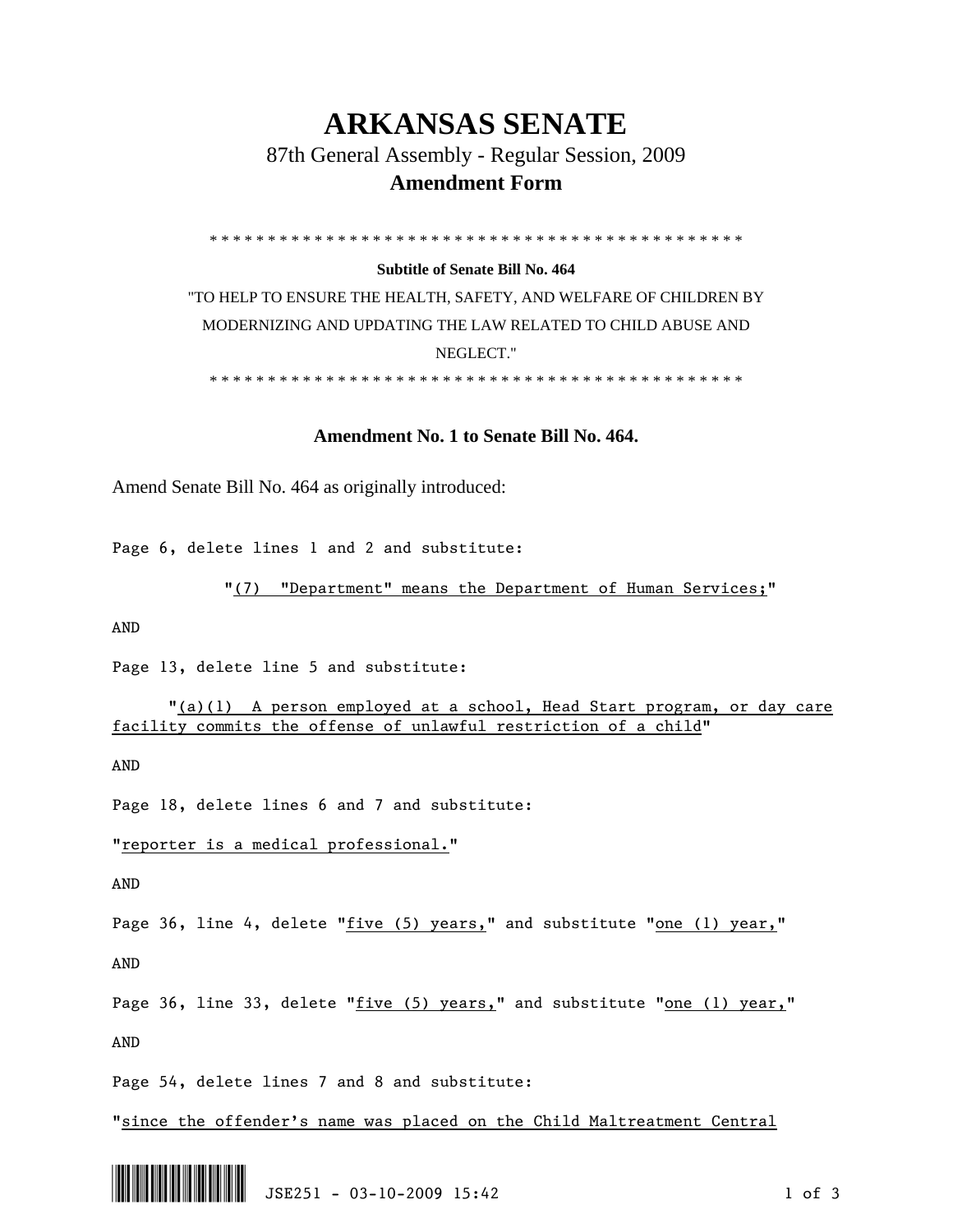# ARKANSAS SENATE

## 87th General Assembly - Regular Session, 2009

### Amendment Form

\* \* \* \* \* \* \* \* \* \* \* \* \* \* \* \* \* \* \* \* \* \* \* \* \* \* \* \* \* \* \* \* \* \* \* \* \* \* \* \* \* \* \* \* \* \* \* \* \*

**Subtitle of Senate Bill No. 464**

"TO HELP TO ENSURE THE HEALTH, SAFETY, AND WELFARE OF CHILDREN BY MODERNIZING AND UPDATING THE LAW RELATED TO CHILD ABUSE AND NEGLECT."

\* \* \* \* \* \* \* \* \* \* \* \* \* \* \* \* \* \* \* \* \* \* \* \* \* \* \* \* \* \* \* \* \* \* \* \* \* \* \* \* \* \* \* \* \* \* \* \* \*

**Amendment No. 1 to Senate Bill No. 464.**

Amend Senate Bill No. 464 as originally introduced:

Page 6, delete lines 1 and 2 and substitute:

"(7) "Department" means the Department of Human Services;"

AND

Page 13, delete line 5 and substitute:

"(a)(1) A person employed at a school, Head Start program, or day care facility commits the offense of unlawful restriction of a child"

AND

Page 18, delete lines 6 and 7 and substitute:

"reporter is a medical professional."

AND

Page 36, line 4, delete "five (5) years," and substitute "one (1) year,"

AND

Page 36, line 33, delete "five (5) years," and substitute "one (1) year,"

AND

Page 54, delete lines 7 and 8 and substitute:

"since the offender's name was placed on the Child Maltreatment Central

JSE251 - 03-10-2009 15:42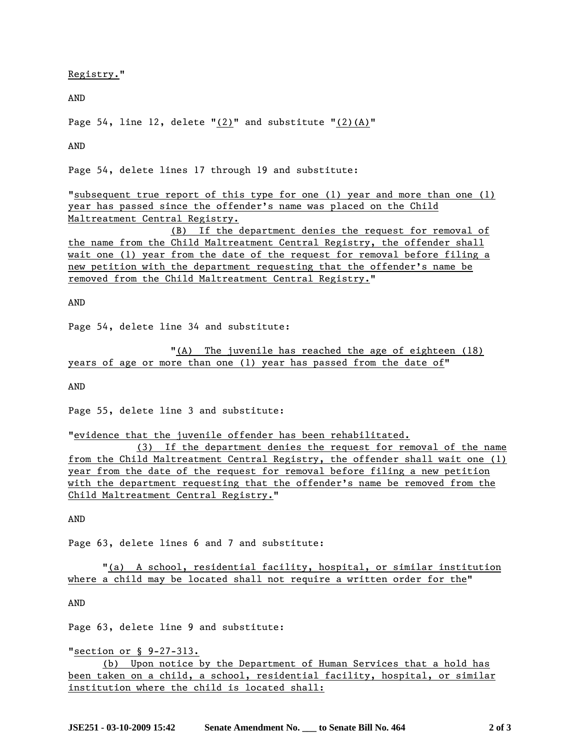Registry."

AND

Page 54, line 12, delete "(2)" and substitute "(2)(A)"

AND

Page 54, delete lines 17 through 19 and substitute:

"subsequent true report of this type for one (1) year and more than one (1) year has passed since the offender's name was placed on the Child Maltreatment Central Registry.

(B) If the department denies the request for removal of the name from the Child Maltreatment Central Registry, the offender shall wait one (1) year from the date of the request for removal before filing a new petition with the department requesting that the offender's name be removed from the Child Maltreatment Central Registry."

AND

Page 54, delete line 34 and substitute:

"(A) The juvenile has reached the age of eighteen (18) years of age or more than one (1) year has passed from the date of"

AND

Page 55, delete line 3 and substitute:

"evidence that the juvenile offender has been rehabilitated.

(3) If the department denies the request for removal of the name from the Child Maltreatment Central Registry, the offender shall wait one (1) year from the date of the request for removal before filing a new petition with the department requesting that the offender's name be removed from the Child Maltreatment Central Registry."

AND

Page 63, delete lines 6 and 7 and substitute:

"(a) A school, residential facility, hospital, or similar institution where a child may be located shall not require a written order for the"

AND

Page 63, delete line 9 and substitute:

"section or § 9-27-313.

(b) Upon notice by the Department of Human Services that a hold has been taken on a child, a school, residential facility, hospital, or similar institution where the child is located shall: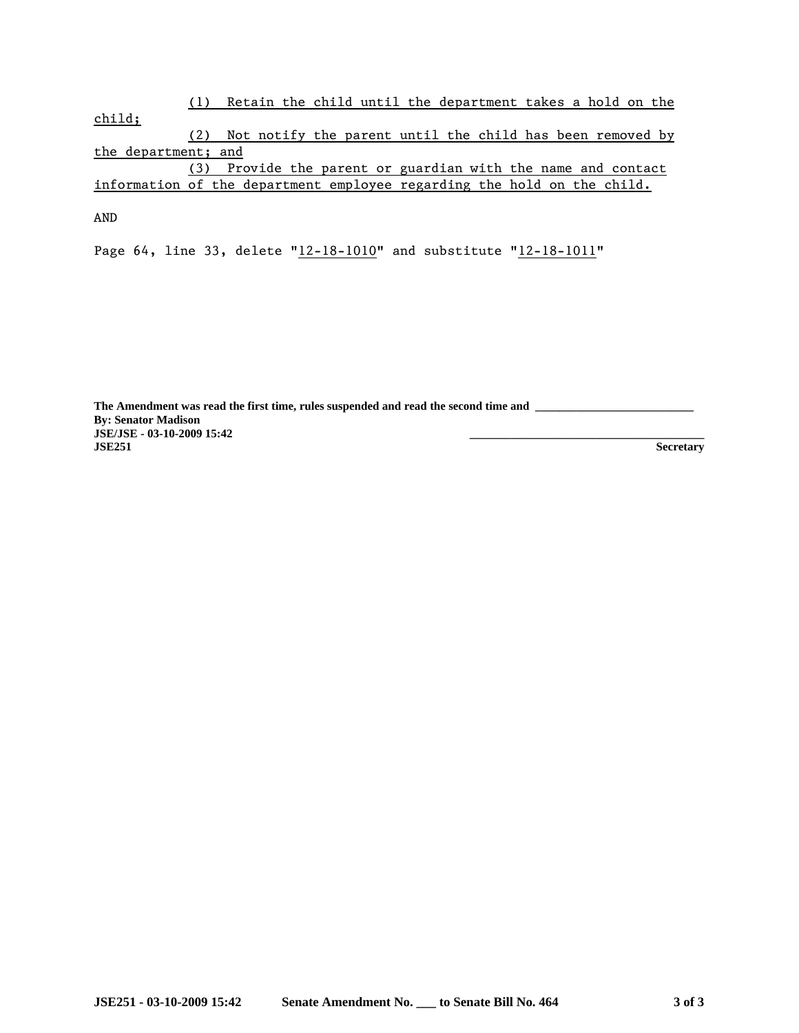(1) Retain the child until the department takes a hold on the child;

(2) Not notify the parent until the child has been removed by the department; and

(3) Provide the parent or guardian with the name and contact information of the department employee regarding the hold on the child.

AND

Page 64, line 33, delete "12-18-1010" and substitute "12-18-1011"

**The Amendment was read the first time, rules suspended and read the second time and \_\_\_\_\_\_\_\_\_\_\_\_\_\_\_\_\_\_\_\_\_\_\_\_\_\_**

**By: Senator Madison**

**JSE/JSE - 03-10-2009 15:42**

**JSE251**

**\_\_\_\_\_\_\_\_\_\_\_\_\_\_\_\_\_\_\_\_\_\_\_\_\_\_\_\_\_\_\_\_\_\_\_\_\_\_\_\_**

**Secretary**